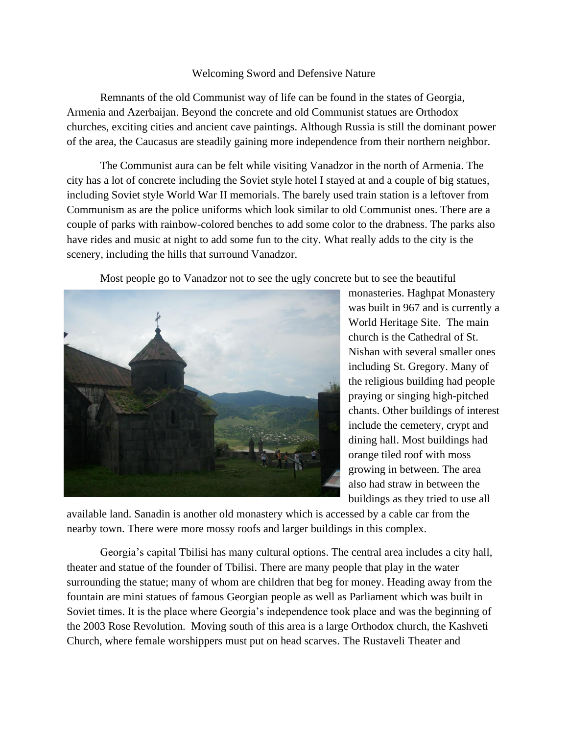# Welcoming Sword and Defensive Nature

Remnants of the old Communist way of life can be found in the states of Georgia, Armenia and Azerbaijan. Beyond the concrete and old Communist statues are Orthodox churches, exciting cities and ancient cave paintings. Although Russia is still the dominant power of the area, the Caucasus are steadily gaining more independence from their northern neighbor.

The Communist aura can be felt while visiting Vanadzor in the north of Armenia. The city has a lot of concrete including the Soviet style hotel I stayed at and a couple of big statues, including Soviet style World War II memorials. The barely used train station is a leftover from Communism as are the police uniforms which look similar to old Communist ones. There are a couple of parks with rainbow-colored benches to add some color to the drabness. The parks also have rides and music at night to add some fun to the city. What really adds to the city is the scenery, including the hills that surround Vanadzor.

Most people go to Vanadzor not to see the ugly concrete but to see the beautiful monasteries. Haghpat Monastery was built in 967 and is currently a World Heritage Site. The main church is the Cathedral of St. Nishan with several smaller ones including St. Gregory. Many of the religious building had people praying or singing high-pitched chants. Other buildings of interest include the cemetery, crypt and dining hall. Most buildings had orange tiled roof with moss growing in between. The area also had straw in between the buildings as they tried to use all available land. Sanadin is another old monastery which is accessed by a cable car from the nearby town. There were more mossy roofs and larger buildings in this complex.

Georgia's capital Tbilisi has many cultural options. The central area includes a city hall, theater and statue of the founder of Tbilisi. There are many people that play in the water surrounding the statue; many of whom are children that beg for money. Heading away from the fountain are mini statues of famous Georgian people as well as Parliament which was built in Soviet times. It is the place where Georgia's independence took place and was the beginning of the 2003 Rose Revolution. Moving south of this area is a large Orthodox church, the Kashveti Church, where female worshippers must put on head scarves. The Rustaveli Theater and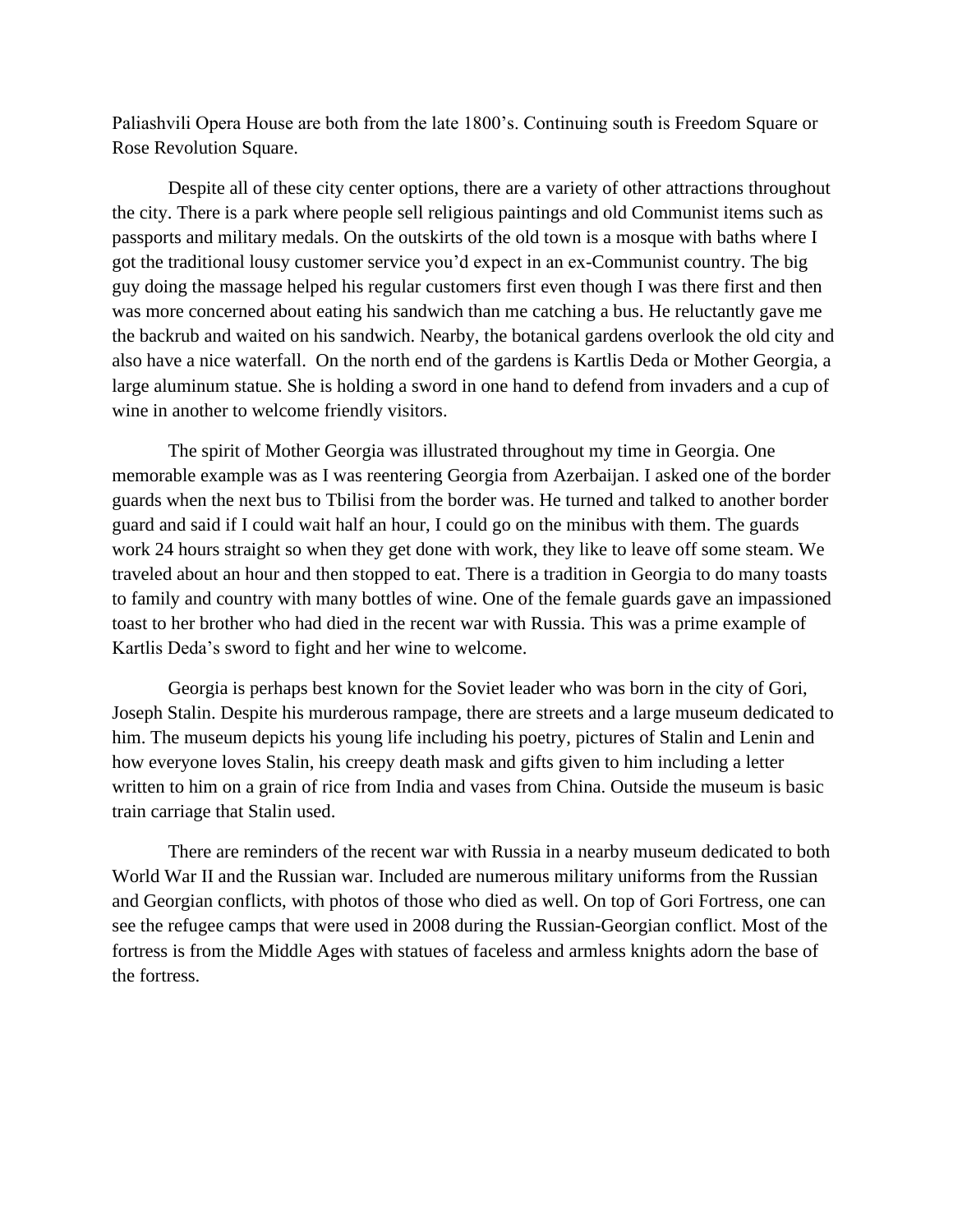Paliashvili Opera House are both from the late 1800's. Continuing south is Freedom Square or Rose Revolution Square.

Despite all of these city center options, there are a variety of other attractions throughout the city. There is a park where people sell religious paintings and old Communist items such as passports and military medals. On the outskirts of the old town is a mosque with baths where I got the traditional lousy customer service you'd expect in an ex-Communist country. The big guy doing the massage helped his regular customers first even though I was there first and then was more concerned about eating his sandwich than me catching a bus. He reluctantly gave me the backrub and waited on his sandwich. Nearby, the botanical gardens overlook the old city and also have a nice waterfall. On the north end of the gardens is Kartlis Deda or Mother Georgia, a large aluminum statue. She is holding a sword in one hand to defend from invaders and a cup of wine in another to welcome friendly visitors.

The spirit of Mother Georgia was illustrated throughout my time in Georgia. One memorable example was as I was reentering Georgia from Azerbaijan. I asked one of the border guards when the next bus to Tbilisi from the border was. He turned and talked to another border guard and said if I could wait half an hour, I could go on the minibus with them. The guards work 24 hours straight so when they get done with work, they like to leave off some steam. We traveled about an hour and then stopped to eat. There is a tradition in Georgia to do many toasts to family and country with many bottles of wine. One of the female guards gave an impassioned toast to her brother who had died in the recent war with Russia. This was a prime example of Kartlis Deda's sword to fight and her wine to welcome.

Georgia is perhaps best known for the Soviet leader who was born in the city of Gori, Joseph Stalin. Despite his murderous rampage, there are streets and a large museum dedicated to him. The museum depicts his young life including his poetry, pictures of Stalin and Lenin and how everyone loves Stalin, his creepy death mask and gifts given to him including a letter written to him on a grain of rice from India and vases from China. Outside the museum is basic train carriage that Stalin used.

There are reminders of the recent war with Russia in a nearby museum dedicated to both World War II and the Russian war. Included are numerous military uniforms from the Russian and Georgian conflicts, with photos of those who died as well. On top of Gori Fortress, one can see the refugee camps that were used in 2008 during the Russian-Georgian conflict. Most of the fortress is from the Middle Ages with statues of faceless and armless knights adorn the base of the fortress.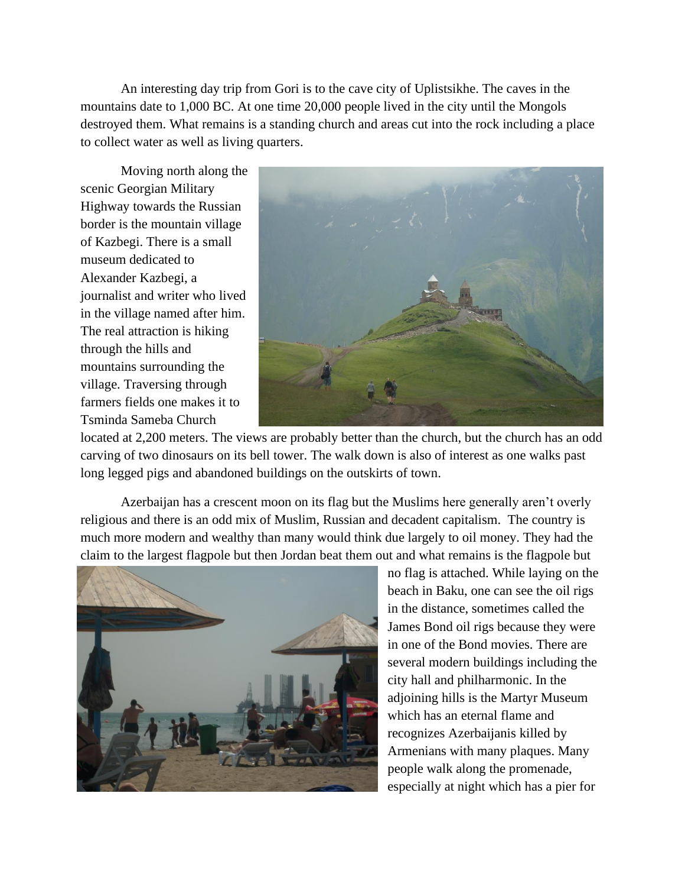An interesting day trip from Gori is to the cave city of Uplistsikhe. The caves in the mountains date to 1,000 BC. At one time 20,000 people lived in the city until the Mongols destroyed them. What remains is a standing church and areas cut into the rock including a place to collect water as well as living quarters.

Moving north along the scenic Georgian Military Highway towards the Russian border is the mountain village of Kazbegi. There is a small museum dedicated to Alexander Kazbegi, a journalist and writer who lived in the village named after him. The real attraction is hiking through the hills and mountains surrounding the village. Traversing through farmers fields one makes it to Tsminda Sameba Church located at 2,200 meters. The views are probably better than the church, but the church has an odd carving of two dinosaurs on its bell tower. The walk down is also of interest as one walks past long legged pigs and abandoned buildings on the outskirts of town.

Azerbaijan has a crescent moon on its flag but the Muslims here generally aren't overly religious and there is an odd mix of Muslim, Russian and decadent capitalism. The country is much more modern and wealthy than many would think due largely to oil money. They had the claim to the largest flagpole but then Jordan beat them out and what remains is the flagpole but no flag is attached. While laying on the beach in Baku, one can see the oil rigs in the distance, sometimes called the James Bond oil rigs because they were in one of the Bond movies. There are several modern buildings including the city hall and philharmonic. In the adjoining hills is the Martyr Museum which has an eternal flame and recognizes Azerbaijanis killed by Armenians with many plaques. Many people walk along the promenade, especially at night which has a pier for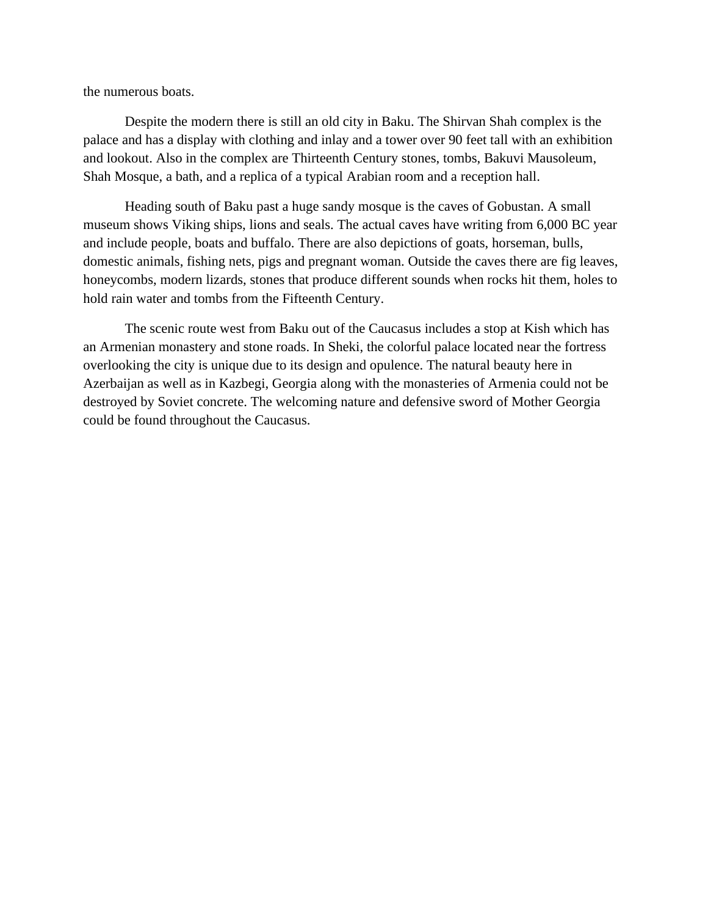the numerous boats.

Despite the modern there is still an old city in Baku. The Shirvan Shah complex is the palace and has a display with clothing and inlay and a tower over 90 feet tall with an exhibition and lookout. Also in the complex are Thirteenth Century stones, tombs, Bakuvi Mausoleum, Shah Mosque, a bath, and a replica of a typical Arabian room and a reception hall.

Heading south of Baku past a huge sandy mosque is the caves of Gobustan. A small museum shows Viking ships, lions and seals. The actual caves have writing from 6,000 BC year and include people, boats and buffalo. There are also depictions of goats, horseman, bulls, domestic animals, fishing nets, pigs and pregnant woman. Outside the caves there are fig leaves, honeycombs, modern lizards, stones that produce different sounds when rocks hit them, holes to hold rain water and tombs from the Fifteenth Century.

The scenic route west from Baku out of the Caucasus includes a stop at Kish which has an Armenian monastery and stone roads. In Sheki, the colorful palace located near the fortress overlooking the city is unique due to its design and opulence. The natural beauty here in Azerbaijan as well as in Kazbegi, Georgia along with the monasteries of Armenia could not be destroyed by Soviet concrete. The welcoming nature and defensive sword of Mother Georgia could be found throughout the Caucasus.